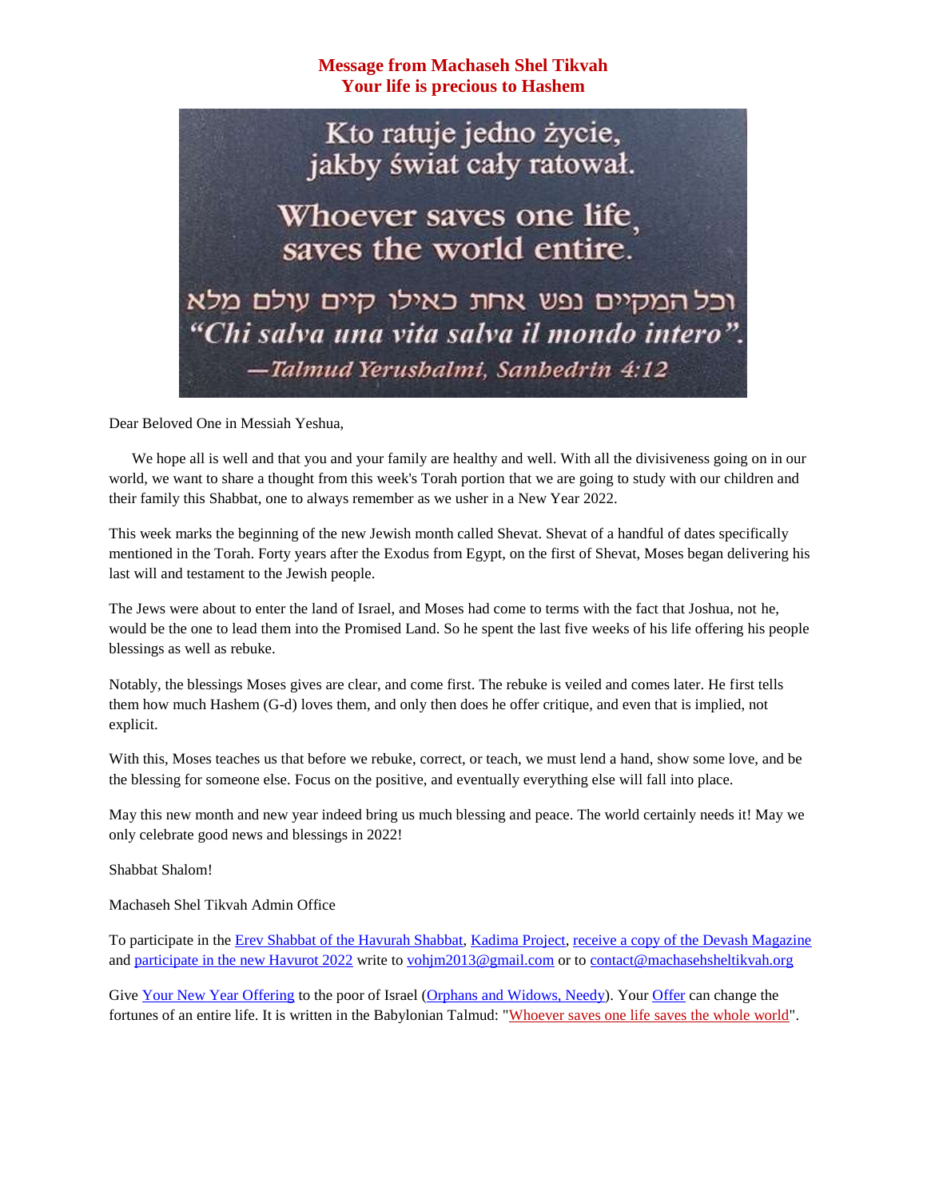**Message from Machaseh Shel Tikvah**
**Your life is precious to Hashem**

Kto ratuje jedno życie,
jakby świat cały ratował.

Whoever saves one life,
saves the world entire.

וכל המקיים נפש אחת כאילו קיים עולם מלא
*"Chi salva una vita salva il mondo intero".*
*—Talmud Yerushalmi, Sanhedrin 4:12*

Dear Beloved One in Messiah Yeshua,

We hope all is well and that you and your family are healthy and well. With all the divisiveness going on in our world, we want to share a thought from this week's Torah portion that we are going to study with our children and their family this Shabbat, one to always remember as we usher in a New Year 2022.

This week marks the beginning of the new Jewish month called Shevat. Shevat of a handful of dates specifically mentioned in the Torah. Forty years after the Exodus from Egypt, on the first of Shevat, Moses began delivering his last will and testament to the Jewish people.

The Jews were about to enter the land of Israel, and Moses had come to terms with the fact that Joshua, not he, would be the one to lead them into the Promised Land. So he spent the last five weeks of his life offering his people blessings as well as rebuke.

Notably, the blessings Moses gives are clear, and come first. The rebuke is veiled and comes later. He first tells them how much Hashem (G-d) loves them, and only then does he offer critique, and even that is implied, not explicit.

With this, Moses teaches us that before we rebuke, correct, or teach, we must lend a hand, show some love, and be the blessing for someone else. Focus on the positive, and eventually everything else will fall into place.

May this new month and new year indeed bring us much blessing and peace. The world certainly needs it! May we only celebrate good news and blessings in 2022!

Shabbat Shalom!

Machaseh Shel Tikvah Admin Office

To participate in the Erev Shabbat of the Havurah Shabbat, Kadima Project, receive a copy of the Devash Magazine and participate in the new Havurot 2022 write to vohjm2013@gmail.com or to contact@machasehsheltikvah.org

Give Your New Year Offering to the poor of Israel (Orphans and Widows, Needy). Your Offer can change the fortunes of an entire life. It is written in the Babylonian Talmud: "Whoever saves one life saves the whole world".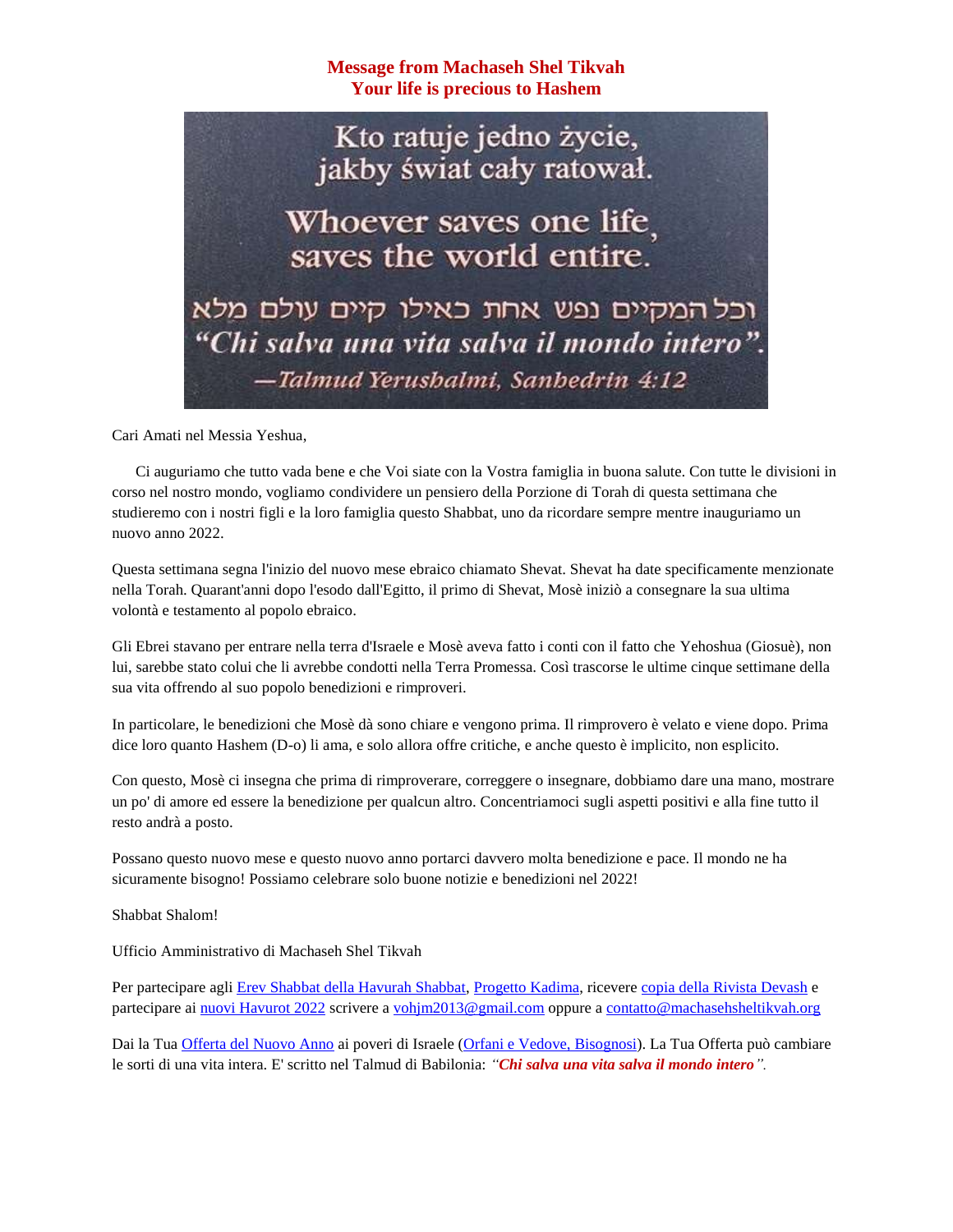**Message from Machaseh Shel Tikvah**
**Your life is precious to Hashem**

Kto ratuje jedno życie,
jakby świat cały ratował.

Whoever saves one life,
saves the world entire.

וכל המקיים נפש אחת כאילו קיים עולם מלא
*"Chi salva una vita salva il mondo intero".*
*—Talmud Yerushalmi, Sanhedrin 4:12*

Cari Amati nel Messia Yeshua,

Ci auguriamo che tutto vada bene e che Voi siate con la Vostra famiglia in buona salute. Con tutte le divisioni in corso nel nostro mondo, vogliamo condividere un pensiero della Porzione di Torah di questa settimana che studieremo con i nostri figli e la loro famiglia questo Shabbat, uno da ricordare sempre mentre inauguriamo un nuovo anno 2022.

Questa settimana segna l'inizio del nuovo mese ebraico chiamato Shevat. Shevat ha date specificamente menzionate nella Torah. Quarant'anni dopo l'esodo dall'Egitto, il primo di Shevat, Mosè iniziò a consegnare la sua ultima volontà e testamento al popolo ebraico.

Gli Ebrei stavano per entrare nella terra d'Israele e Mosè aveva fatto i conti con il fatto che Yehoshua (Giosuè), non lui, sarebbe stato colui che li avrebbe condotti nella Terra Promessa. Così trascorse le ultime cinque settimane della sua vita offrendo al suo popolo benedizioni e rimproveri.

In particolare, le benedizioni che Mosè dà sono chiare e vengono prima. Il rimprovero è velato e viene dopo. Prima dice loro quanto Hashem (D-o) li ama, e solo allora offre critiche, e anche questo è implicito, non esplicito.

Con questo, Mosè ci insegna che prima di rimproverare, correggere o insegnare, dobbiamo dare una mano, mostrare un po' di amore ed essere la benedizione per qualcun altro. Concentriamoci sugli aspetti positivi e alla fine tutto il resto andrà a posto.

Possano questo nuovo mese e questo nuovo anno portarci davvero molta benedizione e pace. Il mondo ne ha sicuramente bisogno! Possiamo celebrare solo buone notizie e benedizioni nel 2022!

Shabbat Shalom!

Ufficio Amministrativo di Machaseh Shel Tikvah

Per partecipare agli Erev Shabbat della Havurah Shabbat, Progetto Kadima, ricevere copia della Rivista Devash e partecipare ai nuovi Havurot 2022 scrivere a vohjm2013@gmail.com oppure a contatto@machasehsheltikvah.org

Dai la Tua Offerta del Nuovo Anno ai poveri di Israele (Orfani e Vedove, Bisognosi). La Tua Offerta può cambiare le sorti di una vita intera. E' scritto nel Talmud di Babilonia: *"**Chi salva una vita salva il mondo intero**".*